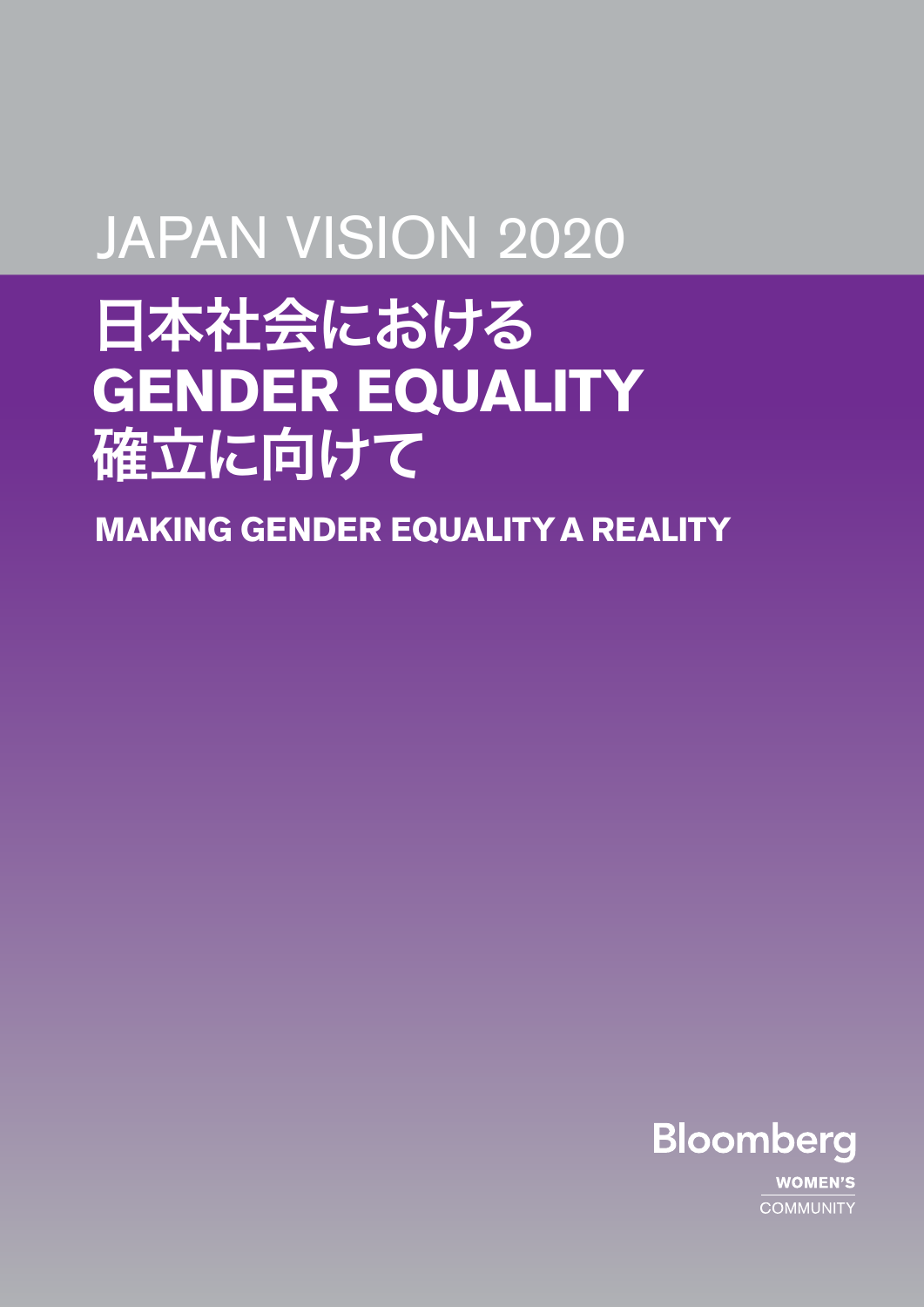JAPAN VISION 2020

# 日本社会における GENDER EQUALITY 確立に向けて

## MAKING GENDER EQUALITY A REALITY

Bloomberg

WOMEN'S COMMUNITY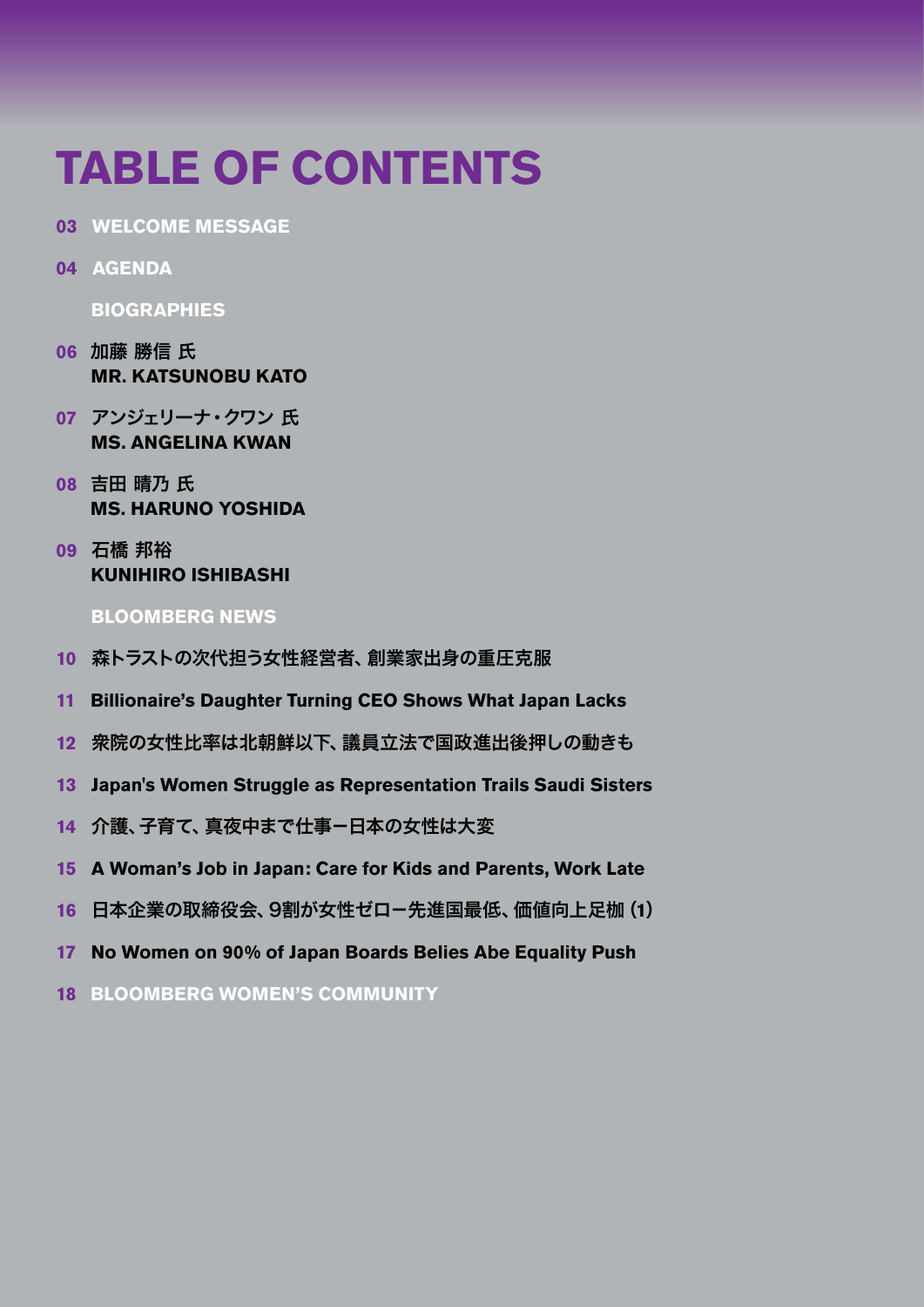# TABLE OF CONTENTS

**03 WELCOME MESSAGE**

**04 AGENDA**

**BIOGRAPHIES**

**06 加藤 勝信 氏**
**MR. KATSUNOBU KATO**

**07 アンジェリーナ・クワン 氏**
**MS. ANGELINA KWAN**

**08 吉田 晴乃 氏**
**MS. HARUNO YOSHIDA**

**09 石橋 邦裕**
**KUNIHIRO ISHIBASHI**

**BLOOMBERG NEWS**

**10 森トラストの次代担う女性経営者、創業家出身の重圧克服**

**11 Billionaire's Daughter Turning CEO Shows What Japan Lacks**

**12 衆院の女性比率は北朝鮮以下、議員立法で国政進出後押しの動きも**

**13 Japan's Women Struggle as Representation Trails Saudi Sisters**

**14 介護、子育て、真夜中まで仕事ー日本の女性は大変**

**15 A Woman's Job in Japan: Care for Kids and Parents, Work Late**

**16 日本企業の取締役会、9割が女性ゼロー先進国最低、価値向上足枷 (1)**

**17 No Women on 90% of Japan Boards Belies Abe Equality Push**

**18 BLOOMBERG WOMEN'S COMMUNITY**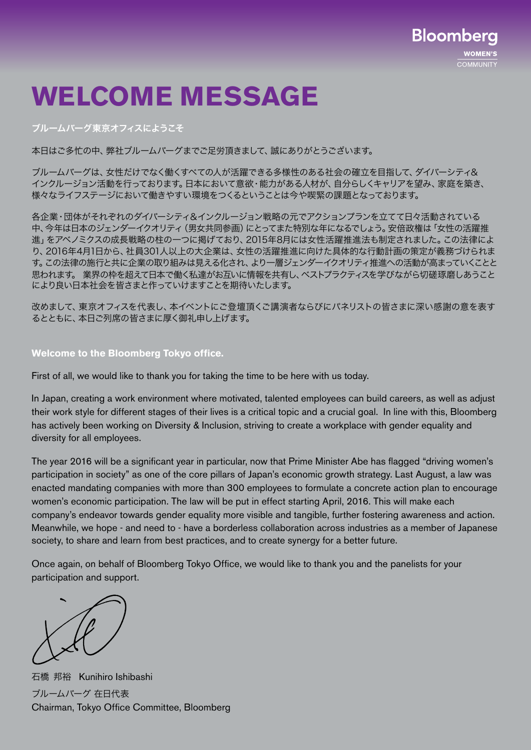# WELCOME MESSAGE

**ブルームバーグ東京オフィスにようこそ**

本日はご多忙の中、弊社ブルームバーグまでご足労頂きまして、誠にありがとうございます。

ブルームバーグは、女性だけでなく働くすべての人が活躍できる多様性のある社会の確立を目指して、ダイバーシティ&インクルージョン活動を行っております。日本において意欲・能力がある人材が、自分らしくキャリアを望み、家庭を築き、様々なライフステージにおいて働きやすい環境をつくるということは今や喫緊の課題となっております。

各企業・団体がそれぞれのダイバーシティ&インクルージョン戦略の元でアクションプランを立てて日々活動されている中、今年は日本のジェンダーイクオリティ（男女共同参画）にとってまた特別な年になるでしょう。安倍政権は「女性の活躍推進」をアベノミクスの成長戦略の柱の一つに掲げており、2015年8月には女性活躍推進法も制定されました。この法律により、2016年4月1日から、社員301人以上の大企業は、女性の活躍推進に向けた具体的な行動計画の策定が義務づけられます。この法律の施行と共に企業の取り組みは見える化され、より一層ジェンダーイクオリティ推進への活動が高まっていくことと思われます。 業界の枠を超えて日本で働く私達がお互いに情報を共有し、ベストプラクティスを学びながら切磋琢磨しあうことにより良い日本社会を皆さまと作っていけますことを期待いたします。

改めまして、東京オフィスを代表し、本イベントにご登壇頂くご講演者ならびにパネリストの皆さまに深い感謝の意を表するとともに、本日ご列席の皆さまに厚く御礼申し上げます。

**Welcome to the Bloomberg Tokyo office.**

First of all, we would like to thank you for taking the time to be here with us today.

In Japan, creating a work environment where motivated, talented employees can build careers, as well as adjust their work style for different stages of their lives is a critical topic and a crucial goal. In line with this, Bloomberg has actively been working on Diversity & Inclusion, striving to create a workplace with gender equality and diversity for all employees.

The year 2016 will be a significant year in particular, now that Prime Minister Abe has flagged "driving women's participation in society" as one of the core pillars of Japan's economic growth strategy. Last August, a law was enacted mandating companies with more than 300 employees to formulate a concrete action plan to encourage women's economic participation. The law will be put in effect starting April, 2016. This will make each company's endeavor towards gender equality more visible and tangible, further fostering awareness and action. Meanwhile, we hope - and need to - have a borderless collaboration across industries as a member of Japanese society, to share and learn from best practices, and to create synergy for a better future.

Once again, on behalf of Bloomberg Tokyo Office, we would like to thank you and the panelists for your participation and support.

石橋 邦裕 Kunihiro Ishibashi
ブルームバーグ 在日代表
Chairman, Tokyo Office Committee, Bloomberg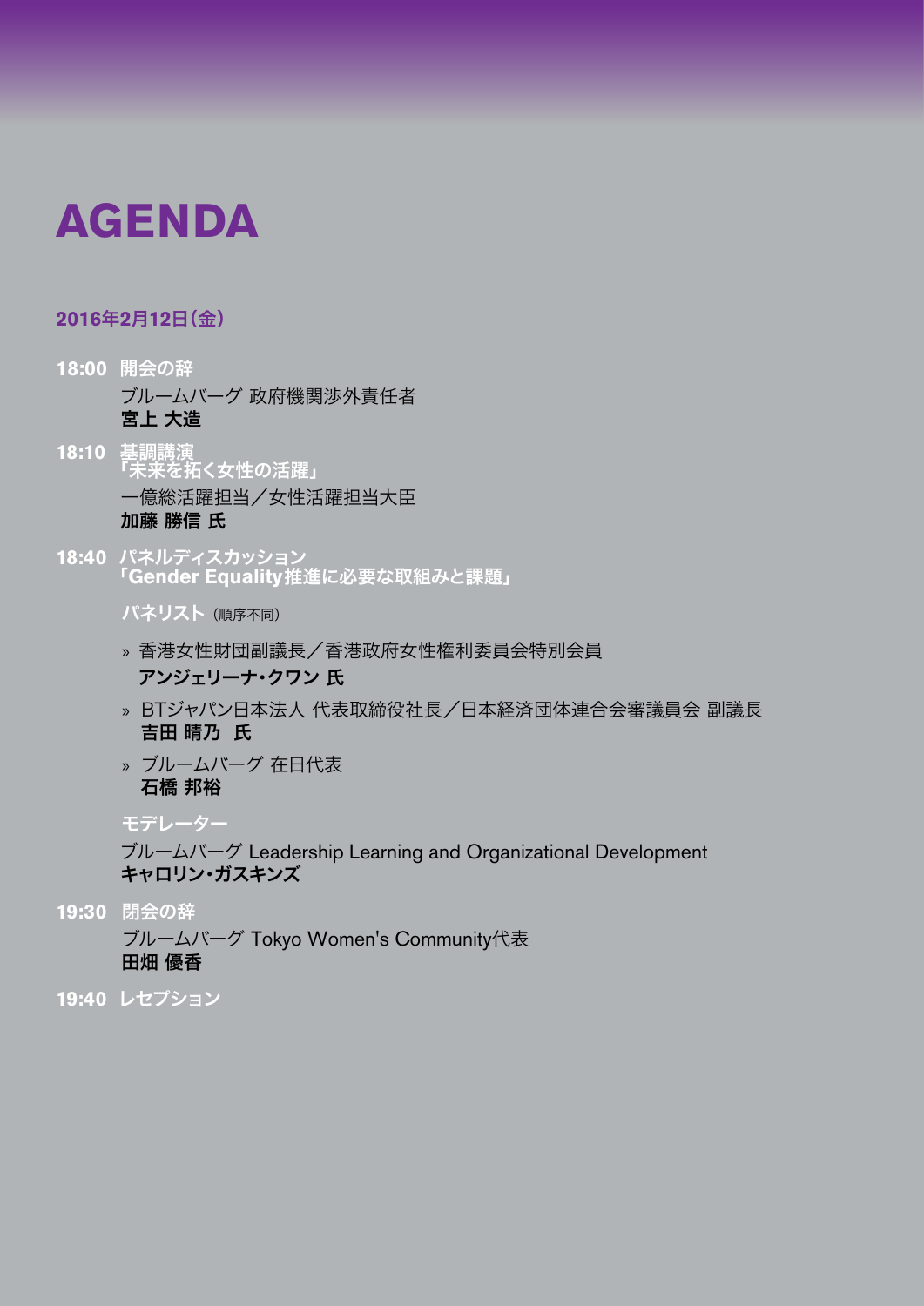# AGENDA

**2016年2月12日（金）**

**18:00 開会の辞**

ブルームバーグ 政府機関渉外責任者
**宮上 大造**

**18:10 基調講演**
**「未来を拓く女性の活躍」**

一億総活躍担当／女性活躍担当大臣
**加藤 勝信 氏**

**18:40 パネルディスカッション**
**「Gender Equality推進に必要な取組みと課題」**

**パネリスト**（順序不同）

- 香港女性財団副議長／香港政府女性権利委員会特別会員
  **アンジェリーナ・クワン 氏**
- BTジャパン日本法人 代表取締役社長／日本経済団体連合会審議員会 副議長
  **吉田 晴乃 氏**
- ブルームバーグ 在日代表
  **石橋 邦裕**

**モデレーター**

ブルームバーグ Leadership Learning and Organizational Development
**キャロリン・ガスキンズ**

**19:30 閉会の辞**

ブルームバーグ Tokyo Women's Community代表
**田畑 優香**

**19:40 レセプション**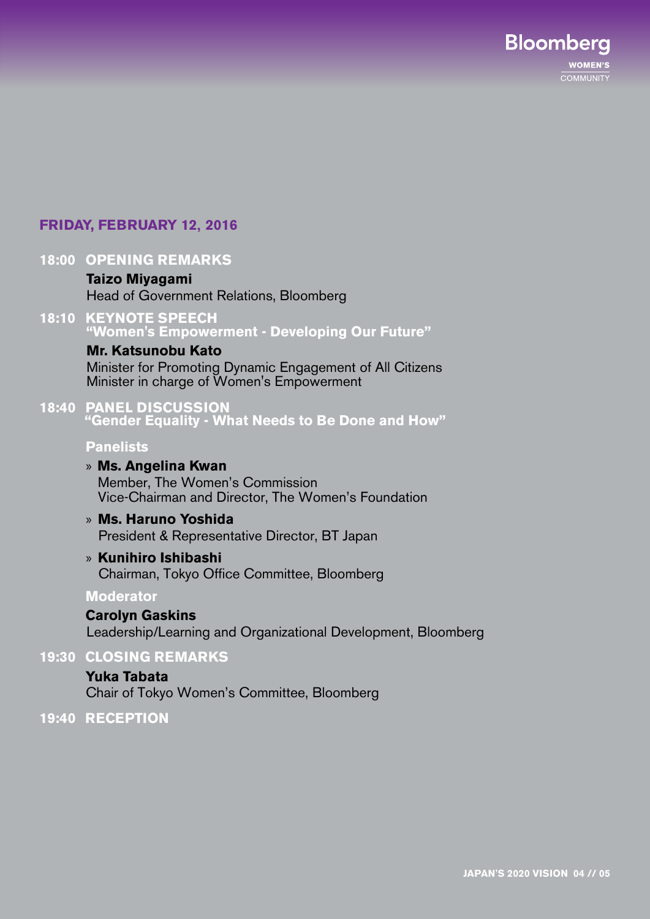## FRIDAY, FEBRUARY 12, 2016

**18:00 OPENING REMARKS**

**Taizo Miyagami**
Head of Government Relations, Bloomberg

**18:10 KEYNOTE SPEECH**
**"Women's Empowerment - Developing Our Future"**

**Mr. Katsunobu Kato**
Minister for Promoting Dynamic Engagement of All Citizens
Minister in charge of Women's Empowerment

**18:40 PANEL DISCUSSION**
**"Gender Equality - What Needs to Be Done and How"**

**Panelists**

- **Ms. Angelina Kwan**
  Member, The Women's Commission
  Vice-Chairman and Director, The Women's Foundation
- **Ms. Haruno Yoshida**
  President & Representative Director, BT Japan
- **Kunihiro Ishibashi**
  Chairman, Tokyo Office Committee, Bloomberg

**Moderator**

**Carolyn Gaskins**
Leadership/Learning and Organizational Development, Bloomberg

**19:30 CLOSING REMARKS**

**Yuka Tabata**
Chair of Tokyo Women's Committee, Bloomberg

**19:40 RECEPTION**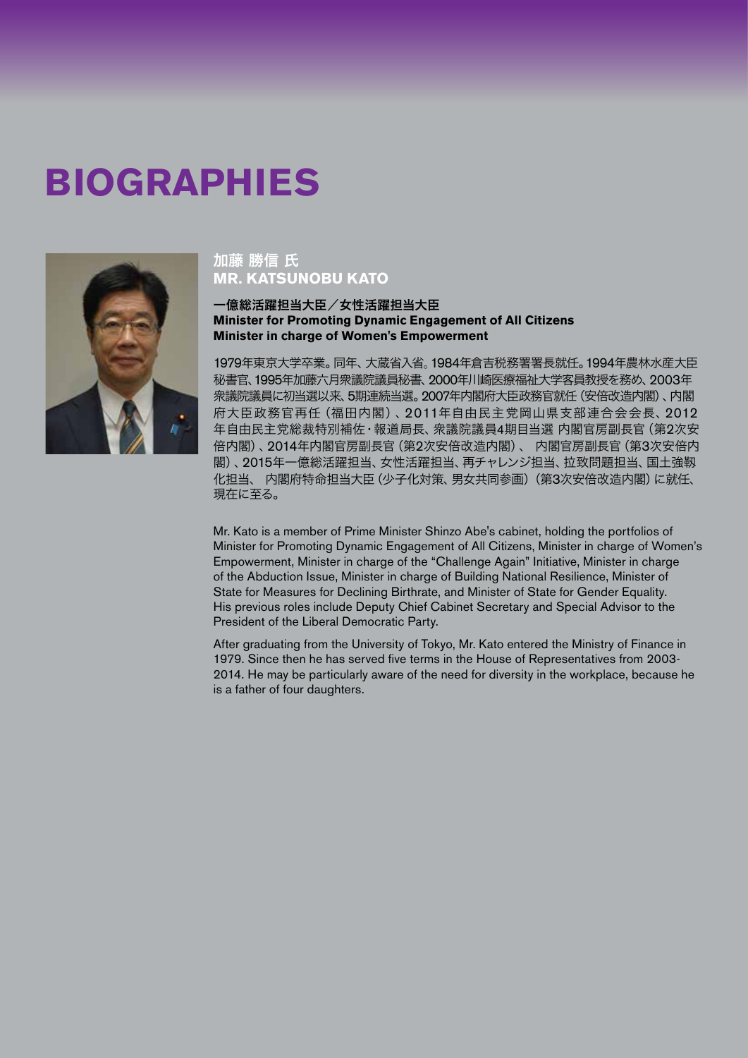# BIOGRAPHIES

## 加藤 勝信 氏
## MR. KATSUNOBU KATO

**一億総活躍担当大臣／女性活躍担当大臣**
**Minister for Promoting Dynamic Engagement of All Citizens**
**Minister in charge of Women's Empowerment**

1979年東京大学卒業。同年、大蔵省入省。1984年倉吉税務署署長就任。1994年農林水産大臣秘書官、1995年加藤六月衆議院議員秘書、2000年川崎医療福祉大学客員教授を務め、2003年衆議院議員に初当選以来、5期連続当選。2007年内閣府大臣政務官就任（安倍改造内閣）、内閣府大臣政務官再任（福田内閣）、2011年自由民主党岡山県支部連合会会長、2012年自由民主党総裁特別補佐・報道局長、衆議院議員4期目当選 内閣官房副長官（第2次安倍内閣）、2014年内閣官房副長官（第2次安倍改造内閣）、 内閣官房副長官（第3次安倍内閣）、2015年一億総活躍担当、女性活躍担当、再チャレンジ担当、拉致問題担当、国土強靱化担当、 内閣府特命担当大臣（少子化対策、男女共同参画）（第3次安倍改造内閣）に就任、現在に至る。

Mr. Kato is a member of Prime Minister Shinzo Abe's cabinet, holding the portfolios of Minister for Promoting Dynamic Engagement of All Citizens, Minister in charge of Women's Empowerment, Minister in charge of the "Challenge Again" Initiative, Minister in charge of the Abduction Issue, Minister in charge of Building National Resilience, Minister of State for Measures for Declining Birthrate, and Minister of State for Gender Equality. His previous roles include Deputy Chief Cabinet Secretary and Special Advisor to the President of the Liberal Democratic Party.

After graduating from the University of Tokyo, Mr. Kato entered the Ministry of Finance in 1979. Since then he has served five terms in the House of Representatives from 2003-2014. He may be particularly aware of the need for diversity in the workplace, because he is a father of four daughters.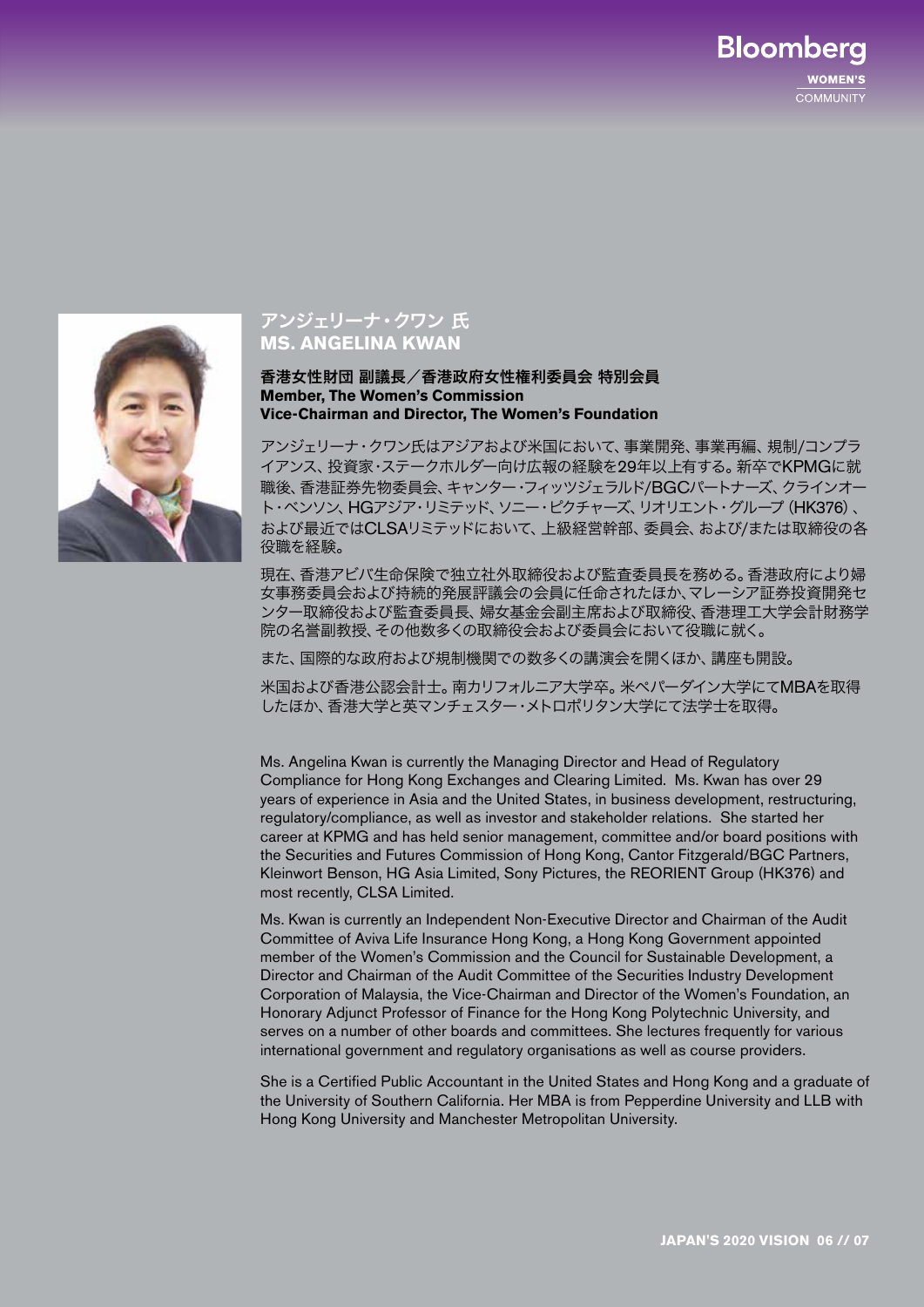# アンジェリーナ・クワン 氏
# MS. ANGELINA KWAN

**香港女性財団 副議長／香港政府女性権利委員会 特別会員**
**Member, The Women's Commission**
**Vice-Chairman and Director, The Women's Foundation**

アンジェリーナ・クワン氏はアジアおよび米国において、事業開発、事業再編、規制/コンプライアンス、投資家・ステークホルダー向け広報の経験を29年以上有する。新卒でKPMGに就職後、香港証券先物委員会、キャンター・フィッツジェラルド/BGCパートナーズ、クラインオート・ベンソン、HGアジア・リミテッド、ソニー・ピクチャーズ、リオリエント・グループ（HK376）、および最近ではCLSAリミテッドにおいて、上級経営幹部、委員会、および/または取締役の各役職を経験。

現在、香港アビバ生命保険で独立社外取締役および監査委員長を務める。香港政府により婦女事務委員会および持続的発展評議会の会員に任命されたほか、マレーシア証券投資開発センター取締役および監査委員長、婦女基金会副主席および取締役、香港理工大学会計財務学院の名誉副教授、その他数多くの取締役会および委員会において役職に就く。

また、国際的な政府および規制機関での数多くの講演会を開くほか、講座も開設。

米国および香港公認会計士。南カリフォルニア大学卒。米ペパーダイン大学にてMBAを取得したほか、香港大学と英マンチェスター・メトロポリタン大学にて法学士を取得。

Ms. Angelina Kwan is currently the Managing Director and Head of Regulatory Compliance for Hong Kong Exchanges and Clearing Limited. Ms. Kwan has over 29 years of experience in Asia and the United States, in business development, restructuring, regulatory/compliance, as well as investor and stakeholder relations. She started her career at KPMG and has held senior management, committee and/or board positions with the Securities and Futures Commission of Hong Kong, Cantor Fitzgerald/BGC Partners, Kleinwort Benson, HG Asia Limited, Sony Pictures, the REORIENT Group (HK376) and most recently, CLSA Limited.

Ms. Kwan is currently an Independent Non-Executive Director and Chairman of the Audit Committee of Aviva Life Insurance Hong Kong, a Hong Kong Government appointed member of the Women's Commission and the Council for Sustainable Development, a Director and Chairman of the Audit Committee of the Securities Industry Development Corporation of Malaysia, the Vice-Chairman and Director of the Women's Foundation, an Honorary Adjunct Professor of Finance for the Hong Kong Polytechnic University, and serves on a number of other boards and committees. She lectures frequently for various international government and regulatory organisations as well as course providers.

She is a Certified Public Accountant in the United States and Hong Kong and a graduate of the University of Southern California. Her MBA is from Pepperdine University and LLB with Hong Kong University and Manchester Metropolitan University.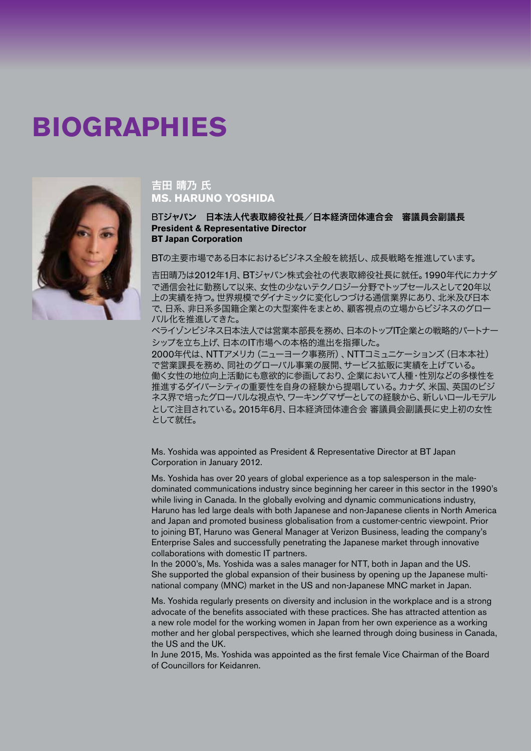# BIOGRAPHIES

## 吉田 晴乃 氏
## MS. HARUNO YOSHIDA

**BTジャパン　日本法人代表取締役社長／日本経済団体連合会　審議員会副議長**
**President & Representative Director**
**BT Japan Corporation**

BTの主要市場である日本におけるビジネス全般を統括し、成長戦略を推進しています。

吉田晴乃は2012年1月、BTジャパン株式会社の代表取締役社長に就任。1990年代にカナダで通信会社に勤務して以来、女性の少ないテクノロジー分野でトップセールスとして20年以上の実績を持つ。世界規模でダイナミックに変化しつづける通信業界にあり、北米及び日本で、日系、非日系多国籍企業との大型案件をまとめ、顧客視点の立場からビジネスのグローバル化を推進してきた。
ベライゾンビジネス日本法人では営業本部長を務め、日本のトップIT企業との戦略的パートナーシップを立ち上げ、日本のIT市場への本格的進出を指揮した。
2000年代は、NTTアメリカ（ニューヨーク事務所）、NTTコミュニケーションズ（日本本社）で営業課長を務め、同社のグローバル事業の展開、サービス拡販に実績を上げている。
働く女性の地位向上活動にも意欲的に参画しており、企業において人種・性別などの多様性を推進するダイバーシティの重要性を自身の経験から提唱している。カナダ、米国、英国のビジネス界で培ったグローバルな視点や、ワーキングマザーとしての経験から、新しいロールモデルとして注目されている。2015年6月、日本経済団体連合会 審議員会副議長に史上初の女性として就任。

Ms. Yoshida was appointed as President & Representative Director at BT Japan Corporation in January 2012.

Ms. Yoshida has over 20 years of global experience as a top salesperson in the male-dominated communications industry since beginning her career in this sector in the 1990's while living in Canada. In the globally evolving and dynamic communications industry, Haruno has led large deals with both Japanese and non-Japanese clients in North America and Japan and promoted business globalisation from a customer-centric viewpoint. Prior to joining BT, Haruno was General Manager at Verizon Business, leading the company's Enterprise Sales and successfully penetrating the Japanese market through innovative collaborations with domestic IT partners.
In the 2000's, Ms. Yoshida was a sales manager for NTT, both in Japan and the US. She supported the global expansion of their business by opening up the Japanese multi-national company (MNC) market in the US and non-Japanese MNC market in Japan.

Ms. Yoshida regularly presents on diversity and inclusion in the workplace and is a strong advocate of the benefits associated with these practices. She has attracted attention as a new role model for the working women in Japan from her own experience as a working mother and her global perspectives, which she learned through doing business in Canada, the US and the UK.
In June 2015, Ms. Yoshida was appointed as the first female Vice Chairman of the Board of Councillors for Keidanren.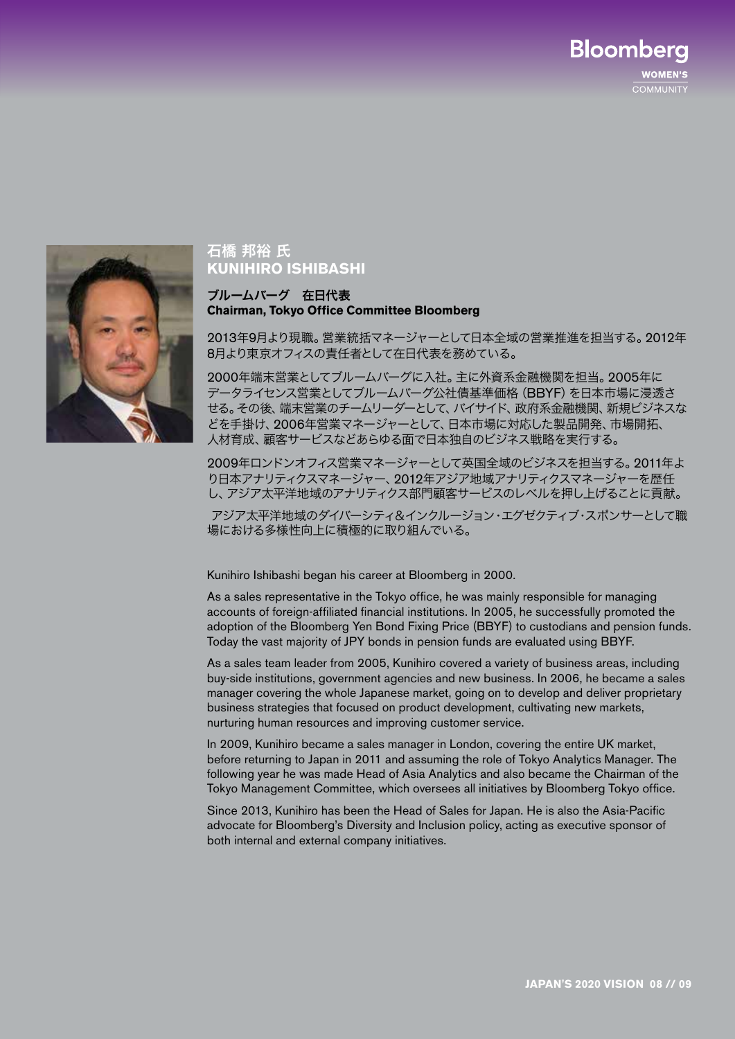## 石橋 邦裕 氏
## KUNIHIRO ISHIBASHI

**ブルームバーグ　在日代表**
**Chairman, Tokyo Office Committee Bloomberg**

2013年9月より現職。営業統括マネージャーとして日本全域の営業推進を担当する。2012年8月より東京オフィスの責任者として在日代表を務めている。

2000年端末営業としてブルームバーグに入社。主に外資系金融機関を担当。2005年にデータライセンス営業としてブルームバーグ公社債基準価格（BBYF）を日本市場に浸透させる。その後、端末営業のチームリーダーとして、バイサイド、政府系金融機関、新規ビジネスなどを手掛け、2006年営業マネージャーとして、日本市場に対応した製品開発、市場開拓、人材育成、顧客サービスなどあらゆる面で日本独自のビジネス戦略を実行する。

2009年ロンドンオフィス営業マネージャーとして英国全域のビジネスを担当する。2011年より日本アナリティクスマネージャー、2012年アジア地域アナリティクスマネージャーを歴任し、アジア太平洋地域のアナリティクス部門顧客サービスのレベルを押し上げることに貢献。

アジア太平洋地域のダイバーシティ&インクルージョン・エグゼクティブ・スポンサーとして職場における多様性向上に積極的に取り組んでいる。

Kunihiro Ishibashi began his career at Bloomberg in 2000.

As a sales representative in the Tokyo office, he was mainly responsible for managing accounts of foreign-affiliated financial institutions. In 2005, he successfully promoted the adoption of the Bloomberg Yen Bond Fixing Price (BBYF) to custodians and pension funds. Today the vast majority of JPY bonds in pension funds are evaluated using BBYF.

As a sales team leader from 2005, Kunihiro covered a variety of business areas, including buy-side institutions, government agencies and new business. In 2006, he became a sales manager covering the whole Japanese market, going on to develop and deliver proprietary business strategies that focused on product development, cultivating new markets, nurturing human resources and improving customer service.

In 2009, Kunihiro became a sales manager in London, covering the entire UK market, before returning to Japan in 2011 and assuming the role of Tokyo Analytics Manager. The following year he was made Head of Asia Analytics and also became the Chairman of the Tokyo Management Committee, which oversees all initiatives by Bloomberg Tokyo office.

Since 2013, Kunihiro has been the Head of Sales for Japan. He is also the Asia-Pacific advocate for Bloomberg's Diversity and Inclusion policy, acting as executive sponsor of both internal and external company initiatives.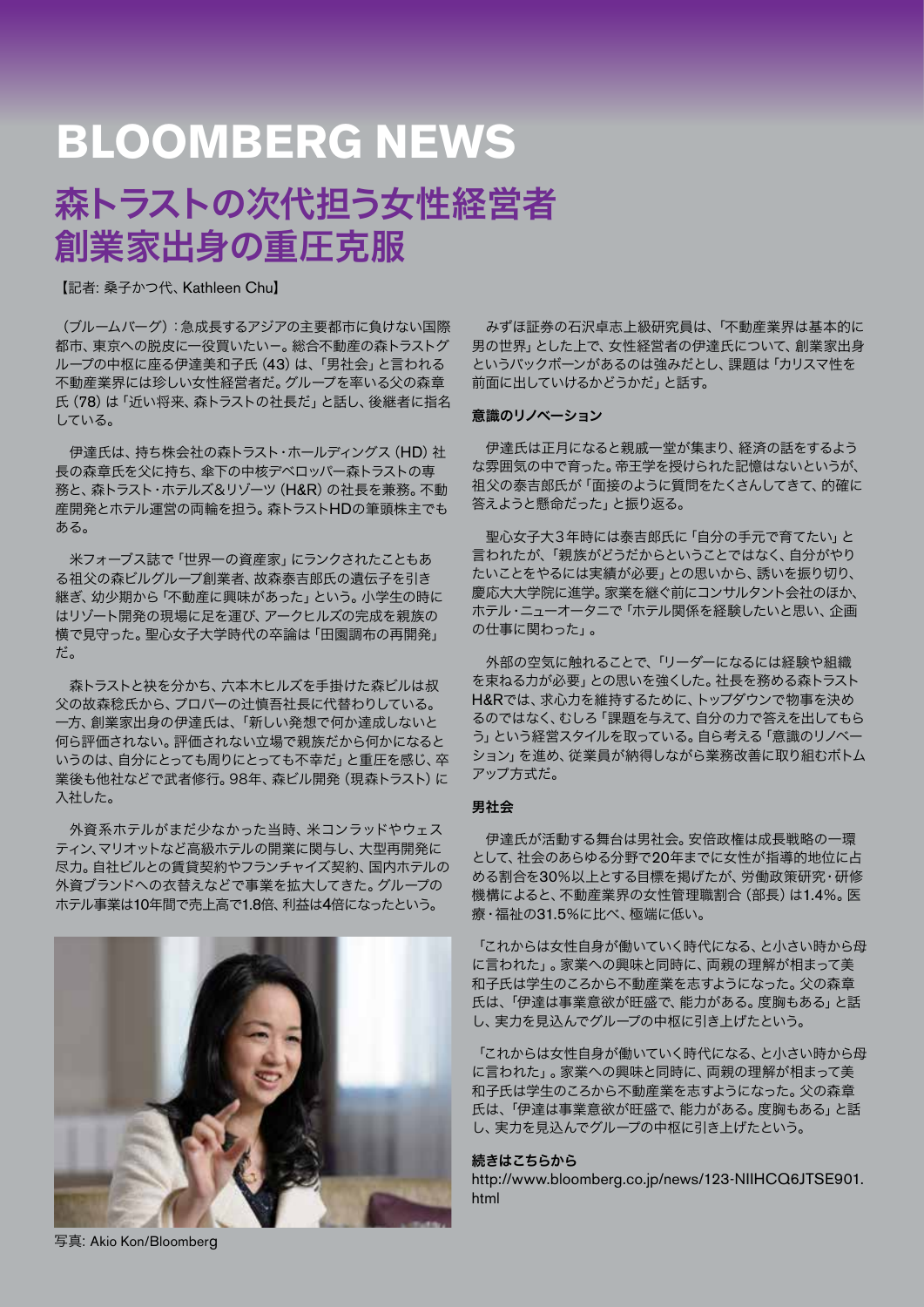# BLOOMBERG NEWS

## 森トラストの次代担う女性経営者 創業家出身の重圧克服

【記者: 桑子かつ代、Kathleen Chu】

（ブルームバーグ）：急成長するアジアの主要都市に負けない国際都市、東京への脱皮に一役買いたいー。総合不動産の森トラストグループの中枢に座る伊達美和子氏（43）は、「男社会」と言われる不動産業界には珍しい女性経営者だ。グループを率いる父の森章氏（78）は「近い将来、森トラストの社長だ」と話し、後継者に指名している。

伊達氏は、持ち株会社の森トラスト・ホールディングス（HD）社長の森章氏を父に持ち、傘下の中核デベロッパー森トラストの専務と、森トラスト・ホテルズ&リゾーツ（H&R）の社長を兼務。不動産開発とホテル運営の両輪を担う。森トラストHDの筆頭株主でもある。

米フォーブス誌で「世界一の資産家」にランクされたこともある祖父の森ビルグループ創業者、故森泰吉郎氏の遺伝子を引き継ぎ、幼少期から「不動産に興味があった」という。小学生の時にはリゾート開発の現場に足を運び、アークヒルズの完成を親族の横で見守った。聖心女子大学時代の卒論は「田園調布の再開発」だ。

森トラストと袂を分かち、六本木ヒルズを手掛けた森ビルは叔父の故森稔氏から、プロパーの辻慎吾社長に代替わりしている。一方、創業家出身の伊達氏は、「新しい発想で何か達成しないと何ら評価されない。評価されない立場で親族だから何かになるというのは、自分にとっても周りにとっても不幸だ」と重圧を感じ、卒業後も他社などで武者修行。98年、森ビル開発（現森トラスト）に入社した。

外資系ホテルがまだ少なかった当時、米コンラッドやウェスティン、マリオットなど高級ホテルの開業に関与し、大型再開発に尽力。自社ビルとの賃貸契約やフランチャイズ契約、国内ホテルの外資ブランドへの衣替えなどで事業を拡大してきた。グループのホテル事業は10年間で売上高で1.8倍、利益は4倍になったという。

写真: Akio Kon/Bloomberg

みずほ証券の石沢卓志上級研究員は、「不動産業界は基本的に男の世界」とした上で、女性経営者の伊達氏について、創業家出身というバックボーンがあるのは強みだとし、課題は「カリスマ性を前面に出していけるかどうかだ」と話す。

### 意識のリノベーション

伊達氏は正月になると親戚一堂が集まり、経済の話をするような雰囲気の中で育った。帝王学を授けられた記憶はないというが、祖父の泰吉郎氏が「面接のように質問をたくさんしてきて、的確に答えようと懸命だった」と振り返る。

聖心女子大3年時には泰吉郎氏に「自分の手元で育てたい」と言われたが、「親族がどうだからということではなく、自分がやりたいことをやるには実績が必要」との思いから、誘いを振り切り、慶応大大学院に進学。家業を継ぐ前にコンサルタント会社のほか、ホテル・ニューオータニで「ホテル関係を経験したいと思い、企画の仕事に関わった」。

外部の空気に触れることで、「リーダーになるには経験や組織を束ねる力が必要」との思いを強くした。社長を務める森トラストH&Rでは、求心力を維持するために、トップダウンで物事を決めるのではなく、むしろ「課題を与えて、自分の力で答えを出してもらう」という経営スタイルを取っている。自ら考える「意識のリノベーション」を進め、従業員が納得しながら業務改善に取り組むボトムアップ方式だ。

### 男社会

伊達氏が活動する舞台は男社会。安倍政権は成長戦略の一環として、社会のあらゆる分野で20年までに女性が指導的地位に占める割合を30%以上とする目標を掲げたが、労働政策研究・研修機構によると、不動産業界の女性管理職割合（部長）は1.4%。医療・福祉の31.5%に比べ、極端に低い。

「これからは女性自身が働いていく時代になる、と小さい時から母に言われた」。家業への興味と同時に、両親の理解が相まって美和子氏は学生のころから不動産業を志すようになった。父の森章氏は、「伊達は事業意欲が旺盛で、能力がある。度胸もある」と話し、実力を見込んでグループの中枢に引き上げたという。

「これからは女性自身が働いていく時代になる、と小さい時から母に言われた」。家業への興味と同時に、両親の理解が相まって美和子氏は学生のころから不動産業を志すようになった。父の森章氏は、「伊達は事業意欲が旺盛で、能力がある。度胸もある」と話し、実力を見込んでグループの中枢に引き上げたという。

**続きはこちらから**

http://www.bloomberg.co.jp/news/123-NIIHCQ6JTSE901.html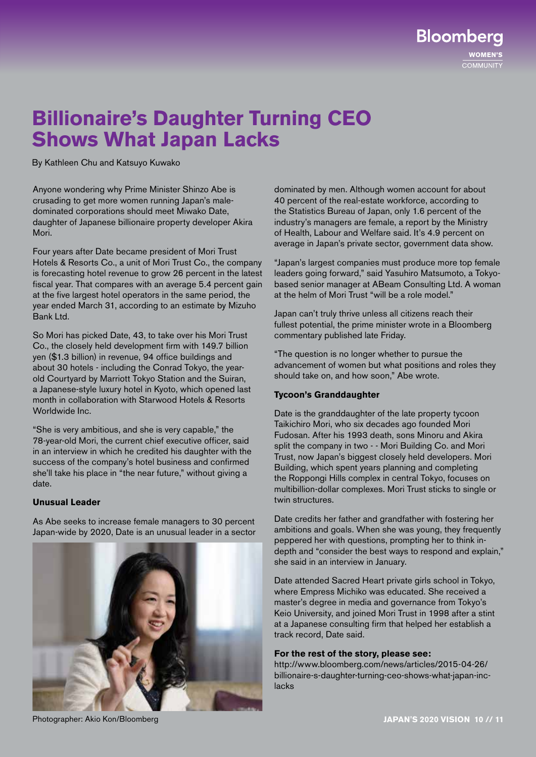# Billionaire's Daughter Turning CEO Shows What Japan Lacks

By Kathleen Chu and Katsuyo Kuwako

Anyone wondering why Prime Minister Shinzo Abe is crusading to get more women running Japan's male-dominated corporations should meet Miwako Date, daughter of Japanese billionaire property developer Akira Mori.

Four years after Date became president of Mori Trust Hotels & Resorts Co., a unit of Mori Trust Co., the company is forecasting hotel revenue to grow 26 percent in the latest fiscal year. That compares with an average 5.4 percent gain at the five largest hotel operators in the same period, the year ended March 31, according to an estimate by Mizuho Bank Ltd.

So Mori has picked Date, 43, to take over his Mori Trust Co., the closely held development firm with 149.7 billion yen ($1.3 billion) in revenue, 94 office buildings and about 30 hotels - including the Conrad Tokyo, the year-old Courtyard by Marriott Tokyo Station and the Suiran, a Japanese-style luxury hotel in Kyoto, which opened last month in collaboration with Starwood Hotels & Resorts Worldwide Inc.

"She is very ambitious, and she is very capable," the 78-year-old Mori, the current chief executive officer, said in an interview in which he credited his daughter with the success of the company's hotel business and confirmed she'll take his place in "the near future," without giving a date.

**Unusual Leader**

As Abe seeks to increase female managers to 30 percent Japan-wide by 2020, Date is an unusual leader in a sector dominated by men. Although women account for about 40 percent of the real-estate workforce, according to the Statistics Bureau of Japan, only 1.6 percent of the industry's managers are female, a report by the Ministry of Health, Labour and Welfare said. It's 4.9 percent on average in Japan's private sector, government data show.

Photographer: Akio Kon/Bloomberg

"Japan's largest companies must produce more top female leaders going forward," said Yasuhiro Matsumoto, a Tokyo-based senior manager at ABeam Consulting Ltd. A woman at the helm of Mori Trust "will be a role model."

Japan can't truly thrive unless all citizens reach their fullest potential, the prime minister wrote in a Bloomberg commentary published late Friday.

"The question is no longer whether to pursue the advancement of women but what positions and roles they should take on, and how soon," Abe wrote.

**Tycoon's Granddaughter**

Date is the granddaughter of the late property tycoon Taikichiro Mori, who six decades ago founded Mori Fudosan. After his 1993 death, sons Minoru and Akira split the company in two - - Mori Building Co. and Mori Trust, now Japan's biggest closely held developers. Mori Building, which spent years planning and completing the Roppongi Hills complex in central Tokyo, focuses on multibillion-dollar complexes. Mori Trust sticks to single or twin structures.

Date credits her father and grandfather with fostering her ambitions and goals. When she was young, they frequently peppered her with questions, prompting her to think in-depth and "consider the best ways to respond and explain," she said in an interview in January.

Date attended Sacred Heart private girls school in Tokyo, where Empress Michiko was educated. She received a master's degree in media and governance from Tokyo's Keio University, and joined Mori Trust in 1998 after a stint at a Japanese consulting firm that helped her establish a track record, Date said.

**For the rest of the story, please see:**
http://www.bloomberg.com/news/articles/2015-04-26/billionaire-s-daughter-turning-ceo-shows-what-japan-inc-lacks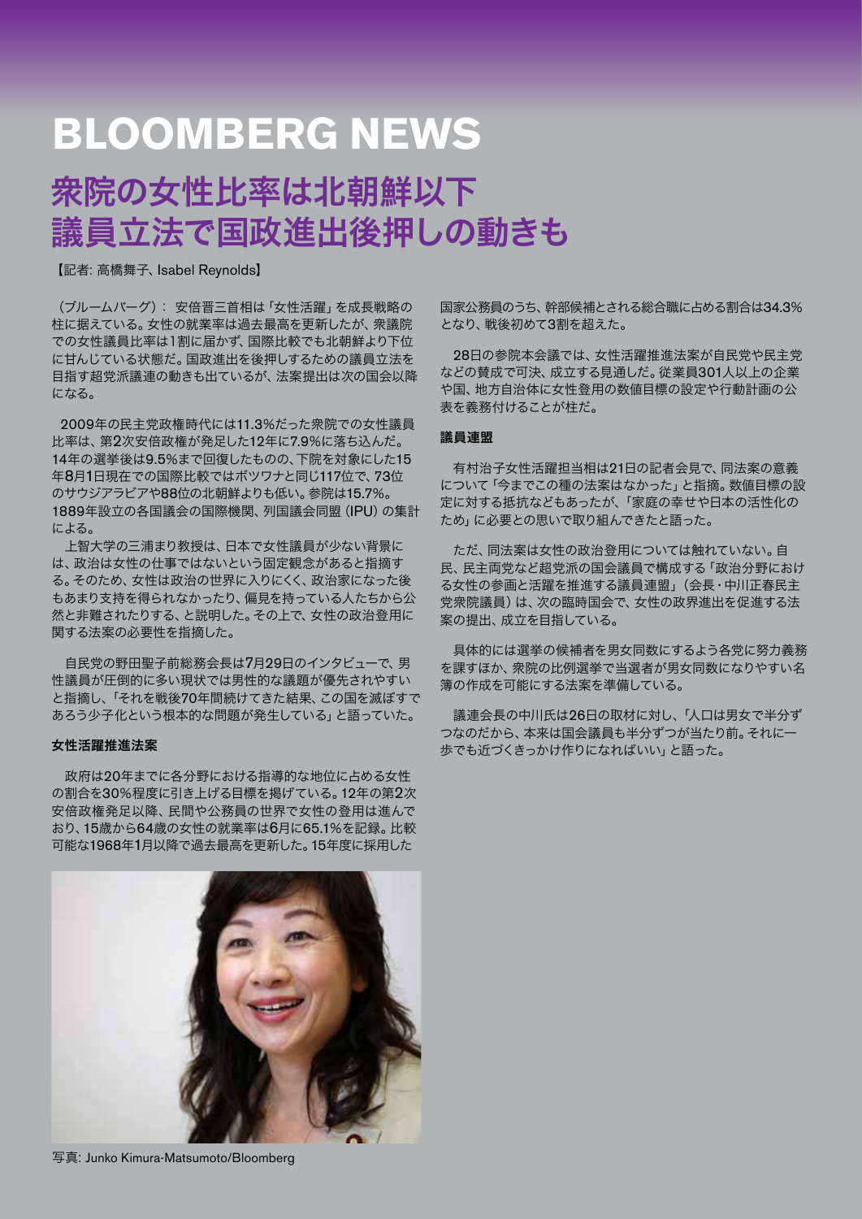# BLOOMBERG NEWS

## 衆院の女性比率は北朝鮮以下
## 議員立法で国政進出後押しの動きも

【記者: 高橋舞子、Isabel Reynolds】

（ブルームバーグ）： 安倍晋三首相は「女性活躍」を成長戦略の柱に据えている。女性の就業率は過去最高を更新したが、衆議院での女性議員比率は1割に届かず、国際比較でも北朝鮮より下位に甘んじている状態だ。国政進出を後押しするための議員立法を目指す超党派議連の動きも出ているが、法案提出は次の国会以降になる。

2009年の民主党政権時代には11.3%だった衆院での女性議員比率は、第2次安倍政権が発足した12年に7.9%に落ち込んだ。14年の選挙後は9.5%まで回復したものの、下院を対象にした15年8月1日現在での国際比較ではボツワナと同じ117位で、73位のサウジアラビアや88位の北朝鮮よりも低い。参院は15.7%。1889年設立の各国議会の国際機関、列国議会同盟（IPU）の集計による。

上智大学の三浦まり教授は、日本で女性議員が少ない背景には、政治は女性の仕事ではないという固定観念があると指摘する。そのため、女性は政治の世界に入りにくく、政治家になった後もあまり支持を得られなかったり、偏見を持っている人たちから公然と非難されたりする、と説明した。その上で、女性の政治登用に関する法案の必要性を指摘した。

自民党の野田聖子前総務会長は7月29日のインタビューで、男性議員が圧倒的に多い現状では男性的な議題が優先されやすいと指摘し、「それを戦後70年間続けてきた結果、この国を滅ぼすであろう少子化という根本的な問題が発生している」と語っていた。

### 女性活躍推進法案

政府は20年までに各分野における指導的な地位に占める女性の割合を30%程度に引き上げる目標を掲げている。12年の第2次安倍政権発足以降、民間や公務員の世界で女性の登用は進んでおり、15歳から64歳の女性の就業率は6月に65.1%を記録。比較可能な1968年1月以降で過去最高を更新した。15年度に採用した国家公務員のうち、幹部候補とされる総合職に占める割合は34.3%となり、戦後初めて3割を超えた。

28日の参院本会議では、女性活躍推進法案が自民党や民主党などの賛成で可決、成立する見通しだ。従業員301人以上の企業や国、地方自治体に女性登用の数値目標の設定や行動計画の公表を義務付けることが柱だ。

写真: Junko Kimura-Matsumoto/Bloomberg

### 議員連盟

有村治子女性活躍担当相は21日の記者会見で、同法案の意義について「今までこの種の法案はなかった」と指摘。数値目標の設定に対する抵抗などもあったが、「家庭の幸せや日本の活性化のため」に必要との思いで取り組んできたと語った。

ただ、同法案は女性の政治登用については触れていない。自民、民主両党など超党派の国会議員で構成する「政治分野における女性の参画と活躍を推進する議員連盟」（会長・中川正春民主党衆院議員）は、次の臨時国会で、女性の政界進出を促進する法案の提出、成立を目指している。

具体的には選挙の候補者を男女同数にするよう各党に努力義務を課すほか、衆院の比例選挙で当選者が男女同数になりやすい名簿の作成を可能にする法案を準備している。

議連会長の中川氏は26日の取材に対し、「人口は男女で半分ずつなのだから、本来は国会議員も半分ずつが当たり前。それに一歩でも近づくきっかけ作りになればいい」と語った。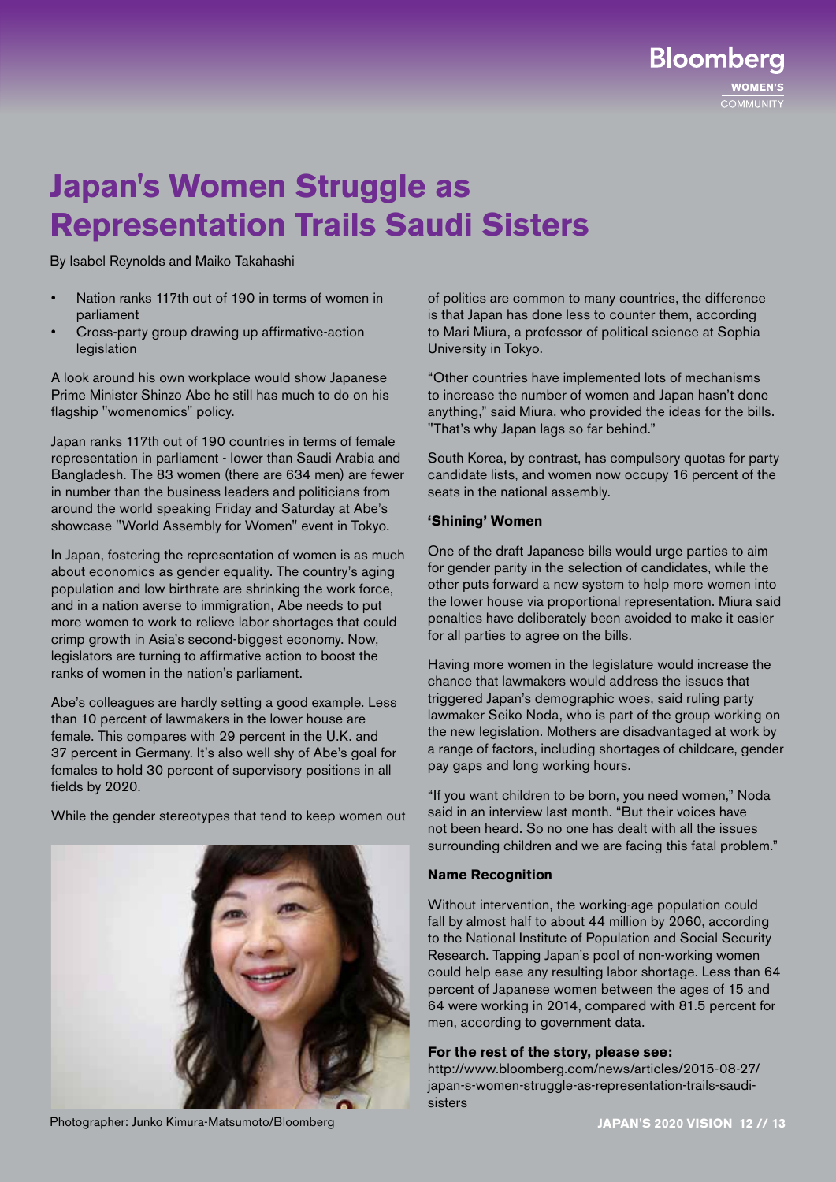# Japan's Women Struggle as Representation Trails Saudi Sisters

By Isabel Reynolds and Maiko Takahashi

- Nation ranks 117th out of 190 in terms of women in parliament
- Cross-party group drawing up affirmative-action legislation

A look around his own workplace would show Japanese Prime Minister Shinzo Abe he still has much to do on his flagship "womenomics" policy.

Japan ranks 117th out of 190 countries in terms of female representation in parliament - lower than Saudi Arabia and Bangladesh. The 83 women (there are 634 men) are fewer in number than the business leaders and politicians from around the world speaking Friday and Saturday at Abe's showcase "World Assembly for Women" event in Tokyo.

In Japan, fostering the representation of women is as much about economics as gender equality. The country's aging population and low birthrate are shrinking the work force, and in a nation averse to immigration, Abe needs to put more women to work to relieve labor shortages that could crimp growth in Asia's second-biggest economy. Now, legislators are turning to affirmative action to boost the ranks of women in the nation's parliament.

Abe's colleagues are hardly setting a good example. Less than 10 percent of lawmakers in the lower house are female. This compares with 29 percent in the U.K. and 37 percent in Germany. It's also well shy of Abe's goal for females to hold 30 percent of supervisory positions in all fields by 2020.

While the gender stereotypes that tend to keep women out of politics are common to many countries, the difference is that Japan has done less to counter them, according to Mari Miura, a professor of political science at Sophia University in Tokyo.

Photographer: Junko Kimura-Matsumoto/Bloomberg

"Other countries have implemented lots of mechanisms to increase the number of women and Japan hasn't done anything," said Miura, who provided the ideas for the bills. "That's why Japan lags so far behind."

South Korea, by contrast, has compulsory quotas for party candidate lists, and women now occupy 16 percent of the seats in the national assembly.

### 'Shining' Women

One of the draft Japanese bills would urge parties to aim for gender parity in the selection of candidates, while the other puts forward a new system to help more women into the lower house via proportional representation. Miura said penalties have deliberately been avoided to make it easier for all parties to agree on the bills.

Having more women in the legislature would increase the chance that lawmakers would address the issues that triggered Japan's demographic woes, said ruling party lawmaker Seiko Noda, who is part of the group working on the new legislation. Mothers are disadvantaged at work by a range of factors, including shortages of childcare, gender pay gaps and long working hours.

"If you want children to be born, you need women," Noda said in an interview last month. "But their voices have not been heard. So no one has dealt with all the issues surrounding children and we are facing this fatal problem."

### Name Recognition

Without intervention, the working-age population could fall by almost half to about 44 million by 2060, according to the National Institute of Population and Social Security Research. Tapping Japan's pool of non-working women could help ease any resulting labor shortage. Less than 64 percent of Japanese women between the ages of 15 and 64 were working in 2014, compared with 81.5 percent for men, according to government data.

**For the rest of the story, please see:**
http://www.bloomberg.com/news/articles/2015-08-27/japan-s-women-struggle-as-representation-trails-saudi-sisters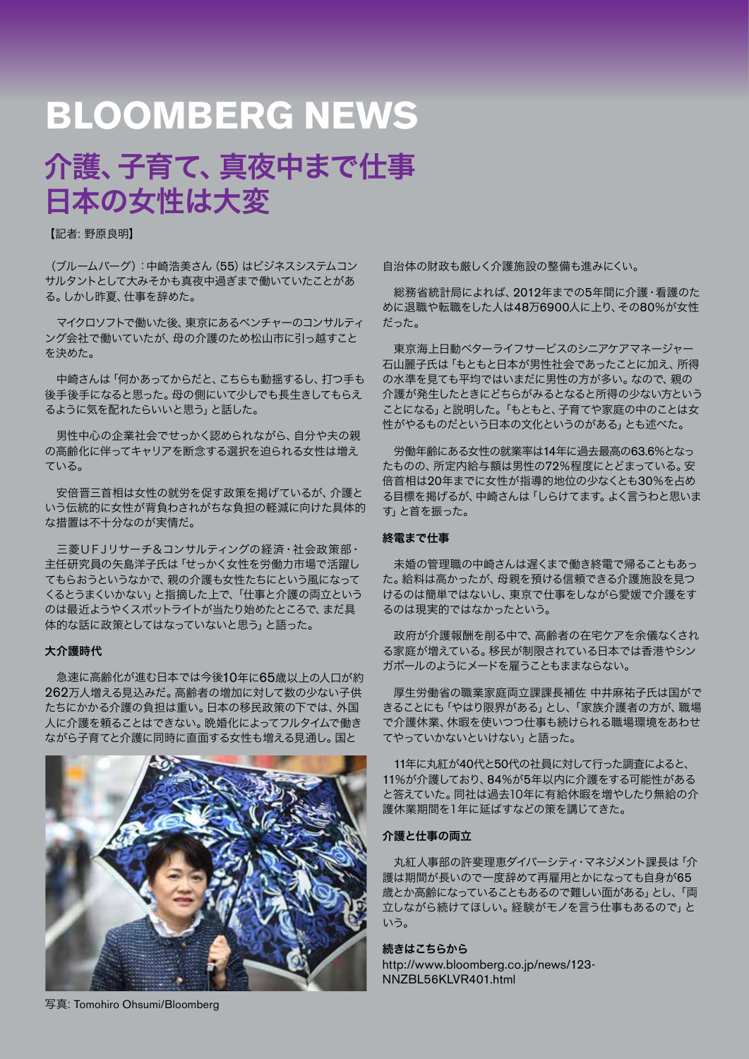# BLOOMBERG NEWS

## 介護、子育て、真夜中まで仕事
## 日本の女性は大変

【記者: 野原良明】

（ブルームバーグ）：中崎浩美さん（55）はビジネスシステムコンサルタントとして大みそかも真夜中過ぎまで働いていたことがある。しかし昨夏、仕事を辞めた。

マイクロソフトで働いた後、東京にあるベンチャーのコンサルティング会社で働いていたが、母の介護のため松山市に引っ越すことを決めた。

中崎さんは「何かあってからだと、こちらも動揺するし、打つ手も後手後手になると思った。母の側にいて少しでも長生きしてもらえるように気を配れたらいいと思う」と話した。

男性中心の企業社会でせっかく認められながら、自分や夫の親の高齢化に伴ってキャリアを断念する選択を迫られる女性は増えている。

安倍晋三首相は女性の就労を促す政策を掲げているが、介護という伝統的に女性が背負わされがちな負担の軽減に向けた具体的な措置は不十分なのが実情だ。

三菱ＵＦＪリサーチ＆コンサルティングの経済・社会政策部・主任研究員の矢島洋子氏は「せっかく女性を労働力市場で活躍してもらおうというなかで、親の介護も女性たちにという風になってくるとうまくいかない」と指摘した上で、「仕事と介護の両立というのは最近ようやくスポットライトが当たり始めたところで、まだ具体的な話に政策としてはなっていないと思う」と語った。

### 大介護時代

急速に高齢化が進む日本では今後10年に65歳以上の人口が約262万人増える見込みだ。高齢者の増加に対して数の少ない子供たちにかかる介護の負担は重い。日本の移民政策の下では、外国人に介護を頼ることはできない。晩婚化によってフルタイムで働きながら子育てと介護に同時に直面する女性も増える見通し。国と自治体の財政も厳しく介護施設の整備も進みにくい。

写真: Tomohiro Ohsumi/Bloomberg

総務省統計局によれば、2012年までの5年間に介護・看護のために退職や転職をした人は48万6900人に上り、その80%が女性だった。

東京海上日動ベターライフサービスのシニアケアマネージャー石山麗子氏は「もともと日本が男性社会であったことに加え、所得の水準を見ても平均ではいまだに男性の方が多い。なので、親の介護が発生したときにどちらがみるとなると所得の少ない方ということになる」と説明した。「もともと、子育てや家庭の中のことは女性がやるものだという日本の文化というのがある」とも述べた。

労働年齢にある女性の就業率は14年に過去最高の63.6%となったものの、所定内給与額は男性の72%程度にとどまっている。安倍首相は20年までに女性が指導的地位の少なくとも30%を占める目標を掲げるが、中崎さんは「しらけてます。よく言うわと思います」と首を振った。

### 終電まで仕事

未婚の管理職の中崎さんは遅くまで働き終電で帰ることもあった。給料は高かったが、母親を預ける信頼できる介護施設を見つけるのは簡単ではないし、東京で仕事をしながら愛媛で介護をするのは現実的ではなかったという。

政府が介護報酬を削る中で、高齢者の在宅ケアを余儀なくされる家庭が増えている。移民が制限されている日本では香港やシンガポールのようにメードを雇うこともままならない。

厚生労働省の職業家庭両立課課長補佐 中井麻祐子氏は国ができることにも「やはり限界がある」とし、「家族介護者の方が、職場で介護休業、休暇を使いつつ仕事も続けられる職場環境をあわせてやっていかないといけない」と語った。

11年に丸紅が40代と50代の社員に対して行った調査によると、11%が介護しており、84%が5年以内に介護をする可能性があると答えていた。同社は過去10年に有給休暇を増やしたり無給の介護休業期間を1年に延ばすなどの策を講じてきた。

### 介護と仕事の両立

丸紅人事部の許斐理恵ダイバーシティ・マネジメント課長は「介護は期間が長いので一度辞めて再雇用とかになっても自身が65歳とか高齢になっていることもあるので難しい面がある」とし、「両立しながら続けてほしい。経験がモノを言う仕事もあるので」という。

**続きはこちらから**
http://www.bloomberg.co.jp/news/123-NNZBL56KLVR401.html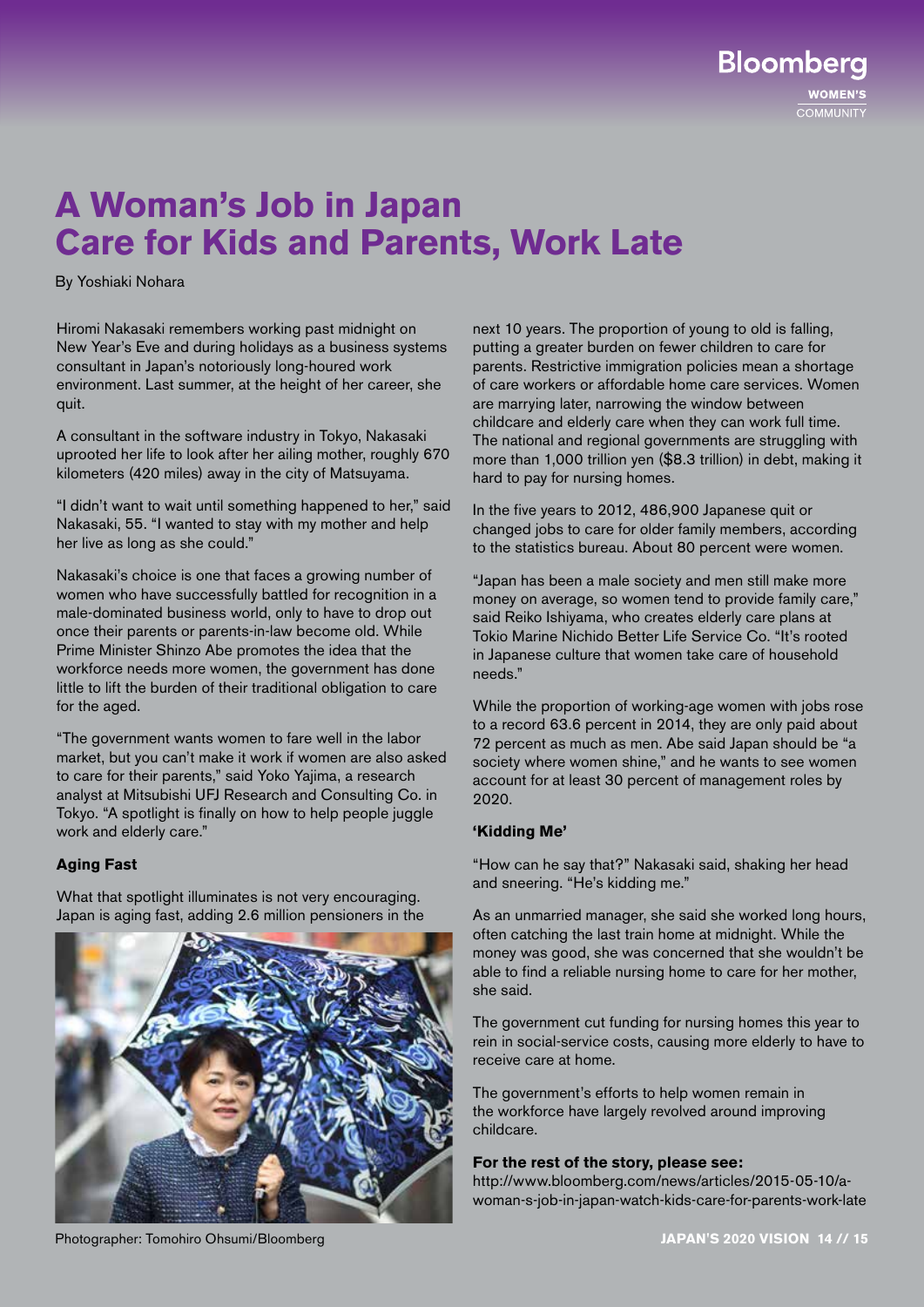# A Woman's Job in Japan Care for Kids and Parents, Work Late

By Yoshiaki Nohara

Hiromi Nakasaki remembers working past midnight on New Year's Eve and during holidays as a business systems consultant in Japan's notoriously long-houred work environment. Last summer, at the height of her career, she quit.

A consultant in the software industry in Tokyo, Nakasaki uprooted her life to look after her ailing mother, roughly 670 kilometers (420 miles) away in the city of Matsuyama.

"I didn't want to wait until something happened to her," said Nakasaki, 55. "I wanted to stay with my mother and help her live as long as she could."

Nakasaki's choice is one that faces a growing number of women who have successfully battled for recognition in a male-dominated business world, only to have to drop out once their parents or parents-in-law become old. While Prime Minister Shinzo Abe promotes the idea that the workforce needs more women, the government has done little to lift the burden of their traditional obligation to care for the aged.

"The government wants women to fare well in the labor market, but you can't make it work if women are also asked to care for their parents," said Yoko Yajima, a research analyst at Mitsubishi UFJ Research and Consulting Co. in Tokyo. "A spotlight is finally on how to help people juggle work and elderly care."

### Aging Fast

What that spotlight illuminates is not very encouraging. Japan is aging fast, adding 2.6 million pensioners in the next 10 years. The proportion of young to old is falling, putting a greater burden on fewer children to care for parents. Restrictive immigration policies mean a shortage of care workers or affordable home care services. Women are marrying later, narrowing the window between childcare and elderly care when they can work full time. The national and regional governments are struggling with more than 1,000 trillion yen ($8.3 trillion) in debt, making it hard to pay for nursing homes.

Photographer: Tomohiro Ohsumi/Bloomberg

In the five years to 2012, 486,900 Japanese quit or changed jobs to care for older family members, according to the statistics bureau. About 80 percent were women.

"Japan has been a male society and men still make more money on average, so women tend to provide family care," said Reiko Ishiyama, who creates elderly care plans at Tokio Marine Nichido Better Life Service Co. "It's rooted in Japanese culture that women take care of household needs."

While the proportion of working-age women with jobs rose to a record 63.6 percent in 2014, they are only paid about 72 percent as much as men. Abe said Japan should be "a society where women shine," and he wants to see women account for at least 30 percent of management roles by 2020.

### 'Kidding Me'

"How can he say that?" Nakasaki said, shaking her head and sneering. "He's kidding me."

As an unmarried manager, she said she worked long hours, often catching the last train home at midnight. While the money was good, she was concerned that she wouldn't be able to find a reliable nursing home to care for her mother, she said.

The government cut funding for nursing homes this year to rein in social-service costs, causing more elderly to have to receive care at home.

The government's efforts to help women remain in the workforce have largely revolved around improving childcare.

**For the rest of the story, please see:**
http://www.bloomberg.com/news/articles/2015-05-10/a-woman-s-job-in-japan-watch-kids-care-for-parents-work-late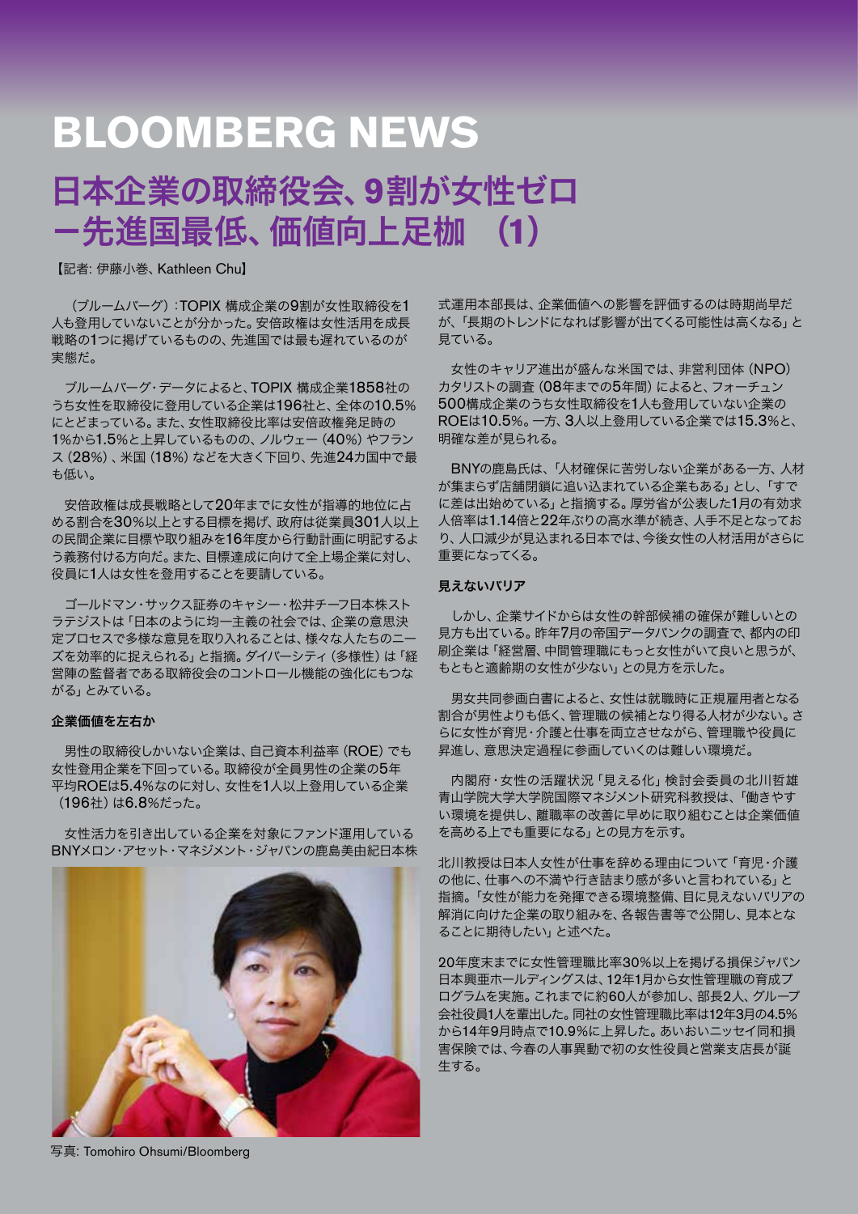# BLOOMBERG NEWS

## 日本企業の取締役会、9割が女性ゼロ ー先進国最低、価値向上足枷　(1)

【記者: 伊藤小巻、Kathleen Chu】

（ブルームバーグ）：TOPIX 構成企業の9割が女性取締役を1人も登用していないことが分かった。安倍政権は女性活用を成長戦略の1つに掲げているものの、先進国では最も遅れているのが実態だ。

ブルームバーグ・データによると、TOPIX 構成企業1858社のうち女性を取締役に登用している企業は196社と、全体の10.5%にとどまっている。また、女性取締役比率は安倍政権発足時の1%から1.5%と上昇しているものの、ノルウェー（40%）やフランス（28%）、米国（18%）などを大きく下回り、先進24カ国中で最も低い。

安倍政権は成長戦略として20年までに女性が指導的地位に占める割合を30%以上とする目標を掲げ、政府は従業員301人以上の民間企業に目標や取り組みを16年度から行動計画に明記するよう義務付ける方向だ。また、目標達成に向けて全上場企業に対し、役員に1人は女性を登用することを要請している。

ゴールドマン・サックス証券のキャシー・松井チーフ日本株ストラテジストは「日本のように均一主義の社会では、企業の意思決定プロセスで多様な意見を取り入れることは、様々な人たちのニーズを効率的に捉えられる」と指摘。ダイバーシティ（多様性）は「経営陣の監督者である取締役会のコントロール機能の強化にもつながる」とみている。

### 企業価値を左右か

男性の取締役しかいない企業は、自己資本利益率（ROE）でも女性登用企業を下回っている。取締役が全員男性の企業の5年平均ROEは5.4%なのに対し、女性を1人以上登用している企業（196社）は6.8%だった。

女性活力を引き出している企業を対象にファンド運用しているBNYメロン・アセット・マネジメント・ジャパンの鹿島美由紀日本株式運用本部長は、企業価値への影響を評価するのは時期尚早だが、「長期のトレンドになれば影響が出てくる可能性は高くなる」と見ている。

写真: Tomohiro Ohsumi/Bloomberg

女性のキャリア進出が盛んな米国では、非営利団体（NPO）カタリストの調査（08年までの5年間）によると、フォーチュン500構成企業のうち女性取締役を1人も登用していない企業のROEは10.5%。一方、3人以上登用している企業では15.3%と、明確な差が見られる。

BNYの鹿島氏は、「人材確保に苦労しない企業がある一方、人材が集まらず店舗閉鎖に追い込まれている企業もある」とし、「すでに差は出始めている」と指摘する。厚労省が公表した1月の有効求人倍率は1.14倍と22年ぶりの高水準が続き、人手不足となっており、人口減少が見込まれる日本では、今後女性の人材活用がさらに重要になってくる。

### 見えないバリア

しかし、企業サイドからは女性の幹部候補の確保が難しいとの見方も出ている。昨年7月の帝国データバンクの調査で、都内の印刷企業は「経営層、中間管理職にもっと女性がいて良いと思うが、もともと適齢期の女性が少ない」との見方を示した。

男女共同参画白書によると、女性は就職時に正規雇用者となる割合が男性よりも低く、管理職の候補となり得る人材が少ない。さらに女性が育児・介護と仕事を両立させながら、管理職や役員に昇進し、意思決定過程に参画していくのは難しい環境だ。

内閣府・女性の活躍状況「見える化」検討会委員の北川哲雄青山学院大学大学院国際マネジメント研究科教授は、「働きやすい環境を提供し、離職率の改善に早めに取り組むことは企業価値を高める上でも重要になる」との見方を示す。

北川教授は日本人女性が仕事を辞める理由について「育児・介護の他に、仕事への不満や行き詰まり感が多いと言われている」と指摘。「女性が能力を発揮できる環境整備、目に見えないバリアの解消に向けた企業の取り組みを、各報告書等で公開し、見本となることに期待したい」と述べた。

20年度末までに女性管理職比率30%以上を掲げる損保ジャパン日本興亜ホールディングスは、12年1月から女性管理職の育成プログラムを実施。これまでに約60人が参加し、部長2人、グループ会社役員1人を輩出した。同社の女性管理職比率は12年3月の4.5%から14年9月時点で10.9%に上昇した。あいおいニッセイ同和損害保険では、今春の人事異動で初の女性役員と営業支店長が誕生する。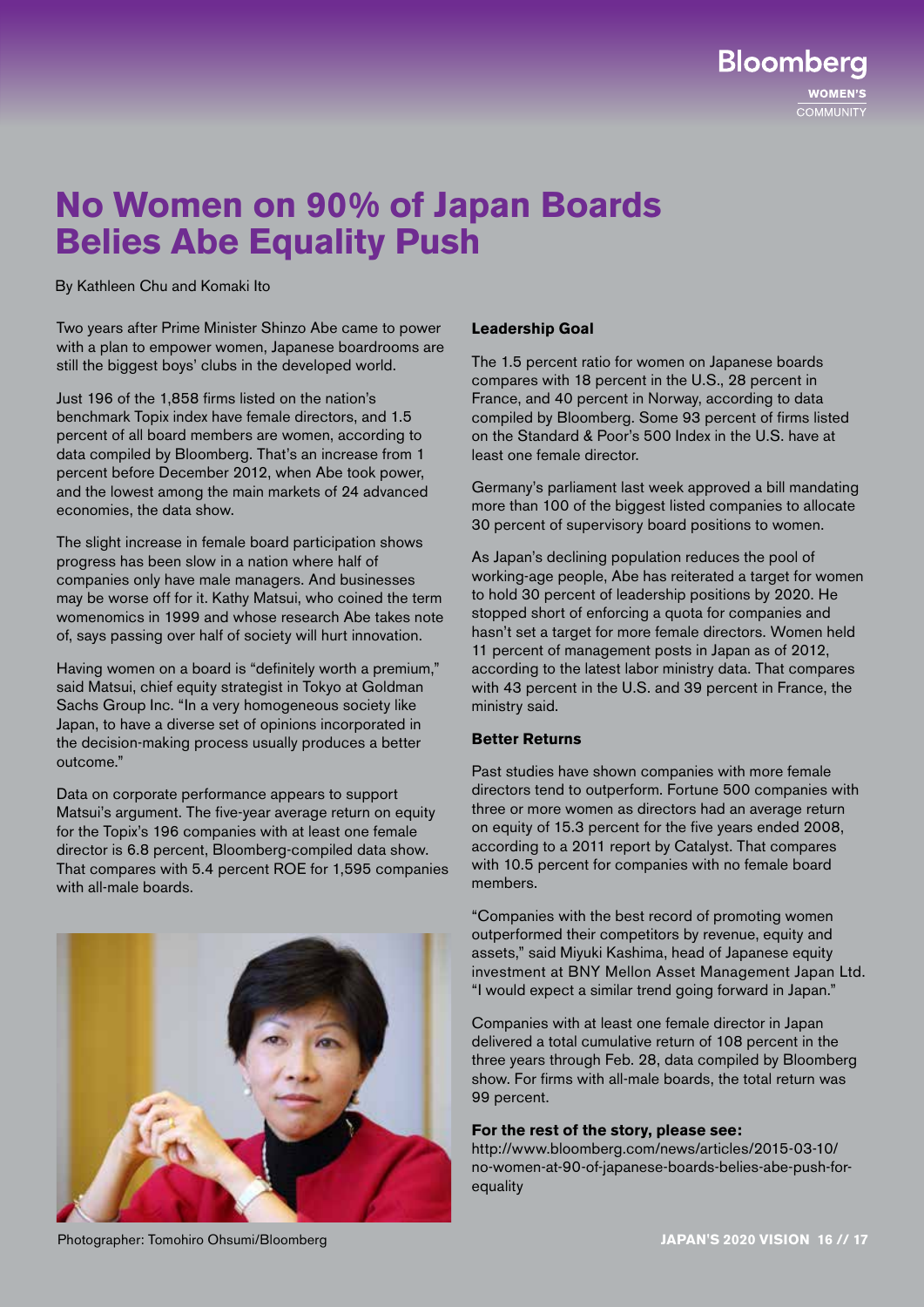# No Women on 90% of Japan Boards Belies Abe Equality Push

By Kathleen Chu and Komaki Ito

Two years after Prime Minister Shinzo Abe came to power with a plan to empower women, Japanese boardrooms are still the biggest boys' clubs in the developed world.

Just 196 of the 1,858 firms listed on the nation's benchmark Topix index have female directors, and 1.5 percent of all board members are women, according to data compiled by Bloomberg. That's an increase from 1 percent before December 2012, when Abe took power, and the lowest among the main markets of 24 advanced economies, the data show.

The slight increase in female board participation shows progress has been slow in a nation where half of companies only have male managers. And businesses may be worse off for it. Kathy Matsui, who coined the term womenomics in 1999 and whose research Abe takes note of, says passing over half of society will hurt innovation.

Having women on a board is "definitely worth a premium," said Matsui, chief equity strategist in Tokyo at Goldman Sachs Group Inc. "In a very homogeneous society like Japan, to have a diverse set of opinions incorporated in the decision-making process usually produces a better outcome."

Data on corporate performance appears to support Matsui's argument. The five-year average return on equity for the Topix's 196 companies with at least one female director is 6.8 percent, Bloomberg-compiled data show. That compares with 5.4 percent ROE for 1,595 companies with all-male boards.

Photographer: Tomohiro Ohsumi/Bloomberg

### Leadership Goal

The 1.5 percent ratio for women on Japanese boards compares with 18 percent in the U.S., 28 percent in France, and 40 percent in Norway, according to data compiled by Bloomberg. Some 93 percent of firms listed on the Standard & Poor's 500 Index in the U.S. have at least one female director.

Germany's parliament last week approved a bill mandating more than 100 of the biggest listed companies to allocate 30 percent of supervisory board positions to women.

As Japan's declining population reduces the pool of working-age people, Abe has reiterated a target for women to hold 30 percent of leadership positions by 2020. He stopped short of enforcing a quota for companies and hasn't set a target for more female directors. Women held 11 percent of management posts in Japan as of 2012, according to the latest labor ministry data. That compares with 43 percent in the U.S. and 39 percent in France, the ministry said.

### Better Returns

Past studies have shown companies with more female directors tend to outperform. Fortune 500 companies with three or more women as directors had an average return on equity of 15.3 percent for the five years ended 2008, according to a 2011 report by Catalyst. That compares with 10.5 percent for companies with no female board members.

"Companies with the best record of promoting women outperformed their competitors by revenue, equity and assets," said Miyuki Kashima, head of Japanese equity investment at BNY Mellon Asset Management Japan Ltd. "I would expect a similar trend going forward in Japan."

Companies with at least one female director in Japan delivered a total cumulative return of 108 percent in the three years through Feb. 28, data compiled by Bloomberg show. For firms with all-male boards, the total return was 99 percent.

**For the rest of the story, please see:**
http://www.bloomberg.com/news/articles/2015-03-10/no-women-at-90-of-japanese-boards-belies-abe-push-for-equality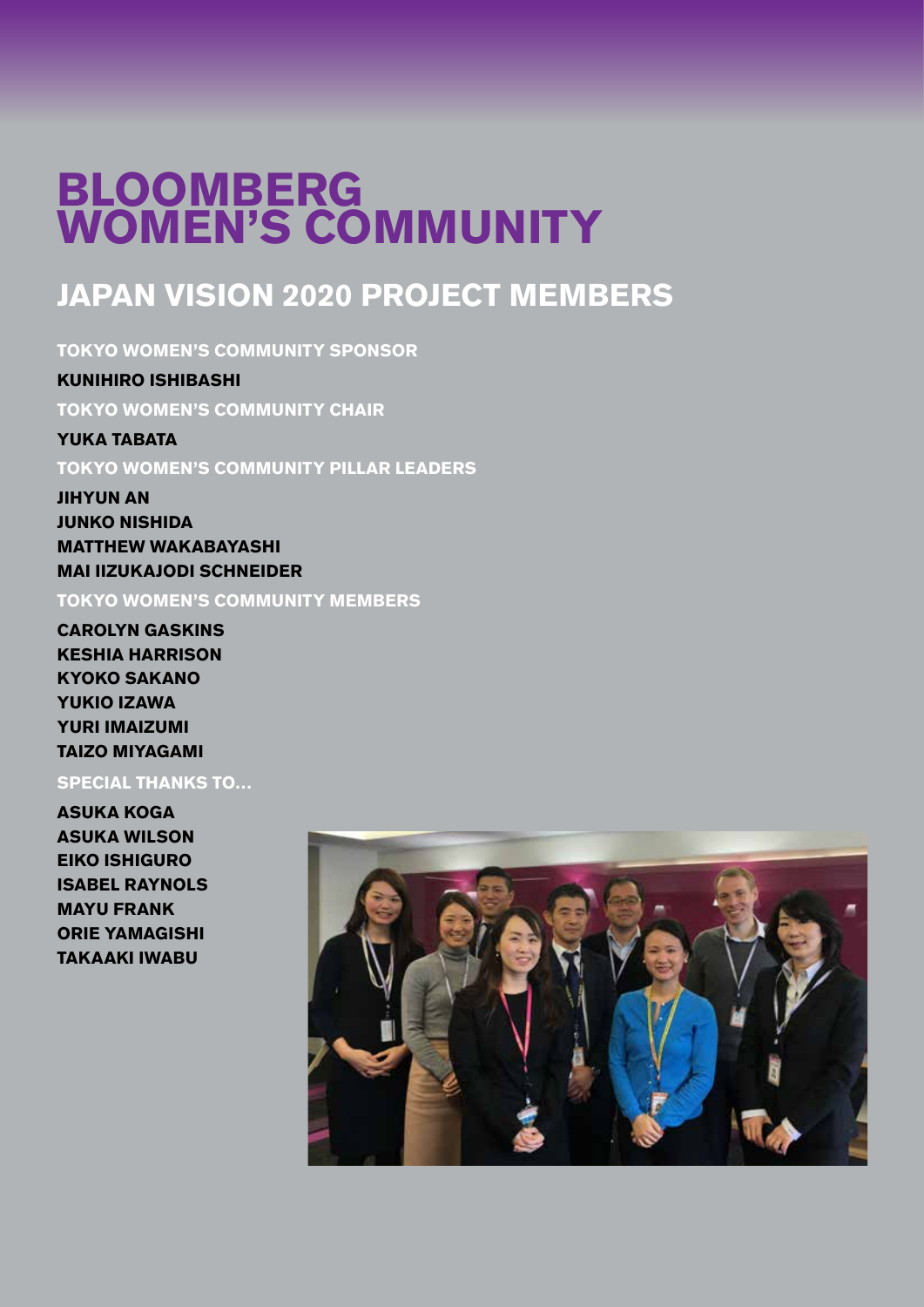# BLOOMBERG WOMEN'S COMMUNITY

## JAPAN VISION 2020 PROJECT MEMBERS

**TOKYO WOMEN'S COMMUNITY SPONSOR**

**KUNIHIRO ISHIBASHI**

**TOKYO WOMEN'S COMMUNITY CHAIR**

**YUKA TABATA**

**TOKYO WOMEN'S COMMUNITY PILLAR LEADERS**

**JIHYUN AN**
**JUNKO NISHIDA**
**MATTHEW WAKABAYASHI**
**MAI IIZUKAJODI SCHNEIDER**

**TOKYO WOMEN'S COMMUNITY MEMBERS**

**CAROLYN GASKINS**
**KESHIA HARRISON**
**KYOKO SAKANO**
**YUKIO IZAWA**
**YURI IMAIZUMI**
**TAIZO MIYAGAMI**

**SPECIAL THANKS TO...**

**ASUKA KOGA**
**ASUKA WILSON**
**EIKO ISHIGURO**
**ISABEL RAYNOLS**
**MAYU FRANK**
**ORIE YAMAGISHI**
**TAKAAKI IWABU**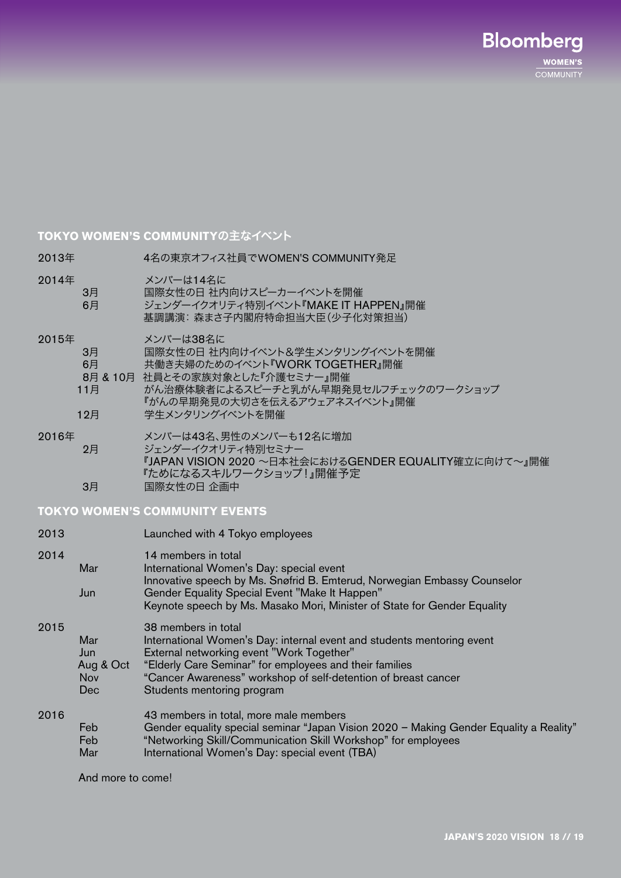## TOKYO WOMEN'S COMMUNITYの主なイベント

| | | |
|---|---|---|
| 2013年 | | 4名の東京オフィス社員でWOMEN'S COMMUNITY発足 |
| 2014年 | | メンバーは14名に |
| | 3月 | 国際女性の日 社内向けスピーカーイベントを開催 |
| | 6月 | ジェンダーイクオリティ特別イベント『MAKE IT HAPPEN』開催<br>基調講演：森まさ子内閣府特命担当大臣（少子化対策担当） |
| 2015年 | | メンバーは38名に |
| | 3月 | 国際女性の日 社内向けイベント&学生メンタリングイベントを開催 |
| | 6月 | 共働き夫婦のためのイベント『WORK TOGETHER』開催 |
| | 8月 & 10月 | 社員とその家族対象とした『介護セミナー』開催 |
| | 11月 | がん治療体験者によるスピーチと乳がん早期発見セルフチェックのワークショップ<br>『がんの早期発見の大切さを伝えるアウェアネスイベント』開催 |
| | 12月 | 学生メンタリングイベントを開催 |
| 2016年 | | メンバーは43名、男性のメンバーも12名に増加 |
| | 2月 | ジェンダーイクオリティ特別セミナー<br>『JAPAN VISION 2020 ～日本社会におけるGENDER EQUALITY確立に向けて～』開催<br>『ためになるスキルワークショップ！』開催予定 |
| | 3月 | 国際女性の日 企画中 |

## TOKYO WOMEN'S COMMUNITY EVENTS

| | | |
|---|---|---|
| 2013 | | Launched with 4 Tokyo employees |
| 2014 | | 14 members in total |
| | Mar | International Women's Day: special event<br>Innovative speech by Ms. Snøfrid B. Emterud, Norwegian Embassy Counselor |
| | Jun | Gender Equality Special Event "Make It Happen"<br>Keynote speech by Ms. Masako Mori, Minister of State for Gender Equality |
| 2015 | | 38 members in total |
| | Mar | International Women's Day: internal event and students mentoring event |
| | Jun | External networking event "Work Together" |
| | Aug & Oct | "Elderly Care Seminar" for employees and their families |
| | Nov | "Cancer Awareness" workshop of self-detention of breast cancer |
| | Dec | Students mentoring program |
| 2016 | | 43 members in total, more male members |
| | Feb | Gender equality special seminar "Japan Vision 2020 – Making Gender Equality a Reality" |
| | Feb | "Networking Skill/Communication Skill Workshop" for employees |
| | Mar | International Women's Day: special event (TBA) |

And more to come!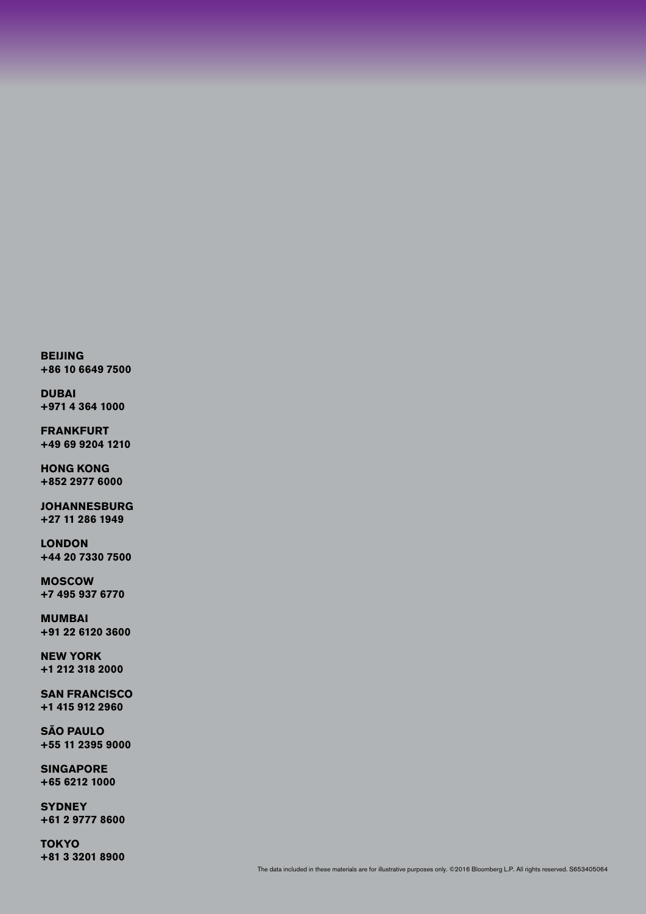**BEIJING**
**+86 10 6649 7500**

**DUBAI**
**+971 4 364 1000**

**FRANKFURT**
**+49 69 9204 1210**

**HONG KONG**
**+852 2977 6000**

**JOHANNESBURG**
**+27 11 286 1949**

**LONDON**
**+44 20 7330 7500**

**MOSCOW**
**+7 495 937 6770**

**MUMBAI**
**+91 22 6120 3600**

**NEW YORK**
**+1 212 318 2000**

**SAN FRANCISCO**
**+1 415 912 2960**

**SÃO PAULO**
**+55 11 2395 9000**

**SINGAPORE**
**+65 6212 1000**

**SYDNEY**
**+61 2 9777 8600**

**TOKYO**
**+81 3 3201 8900**

The data included in these materials are for illustrative purposes only. ©2016 Bloomberg L.P. All rights reserved. S653405064